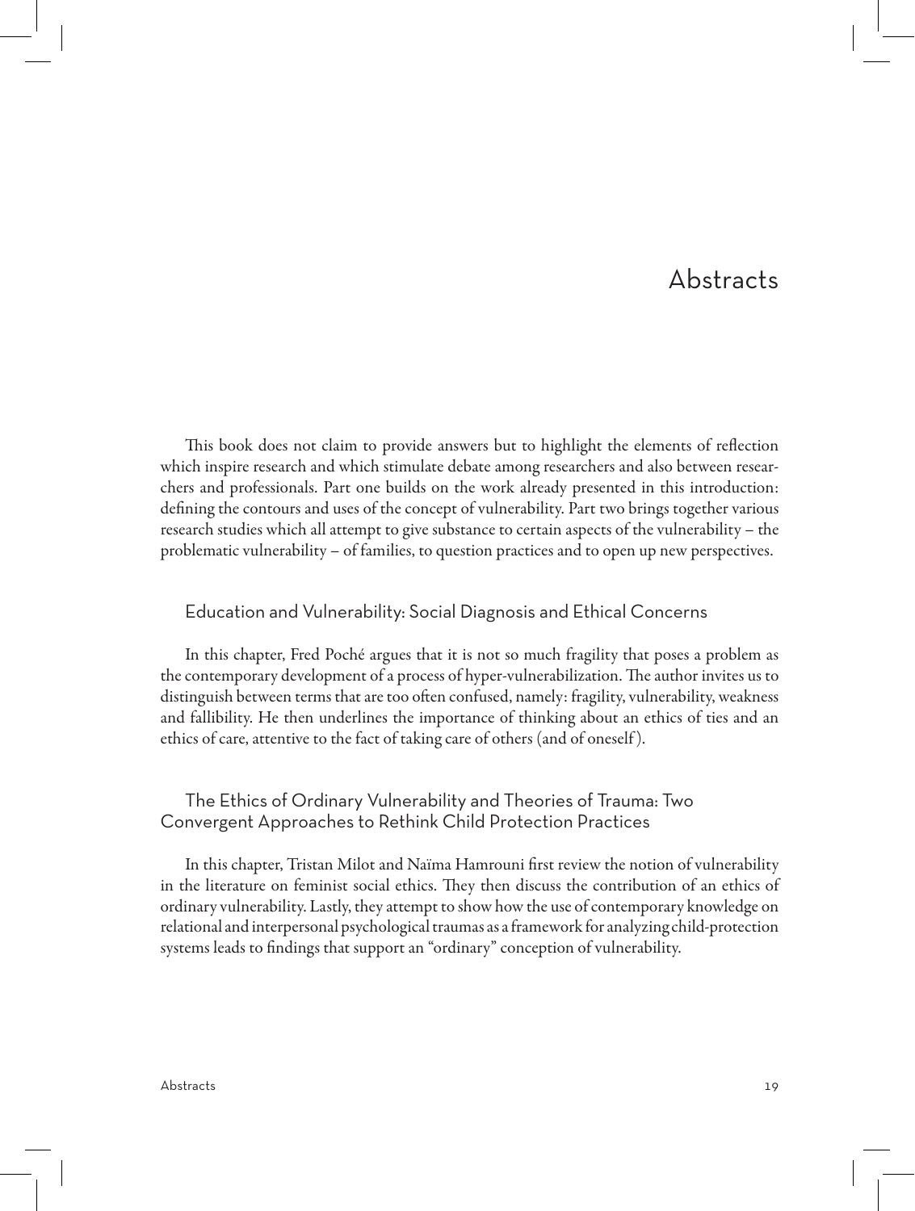# Abstracts

This book does not claim to provide answers but to highlight the elements of reflection which inspire research and which stimulate debate among researchers and also between researchers and professionals. Part one builds on the work already presented in this introduction: defining the contours and uses of the concept of vulnerability. Part two brings together various research studies which all attempt to give substance to certain aspects of the vulnerability – the problematic vulnerability – of families, to question practices and to open up new perspectives.

## Education and Vulnerability: Social Diagnosis and Ethical Concerns

In this chapter, Fred Poché argues that it is not so much fragility that poses a problem as the contemporary development of a process of hyper-vulnerabilization. The author invites us to distinguish between terms that are too often confused, namely: fragility, vulnerability, weakness and fallibility. He then underlines the importance of thinking about an ethics of ties and an ethics of care, attentive to the fact of taking care of others (and of oneself).

## The Ethics of Ordinary Vulnerability and Theories of Trauma: Two Convergent Approaches to Rethink Child Protection Practices

In this chapter, Tristan Milot and Naïma Hamrouni first review the notion of vulnerability in the literature on feminist social ethics. They then discuss the contribution of an ethics of ordinary vulnerability. Lastly, they attempt to show how the use of contemporary knowledge on relational and interpersonal psychological traumas as a framework for analyzing child-protection systems leads to findings that support an "ordinary" conception of vulnerability.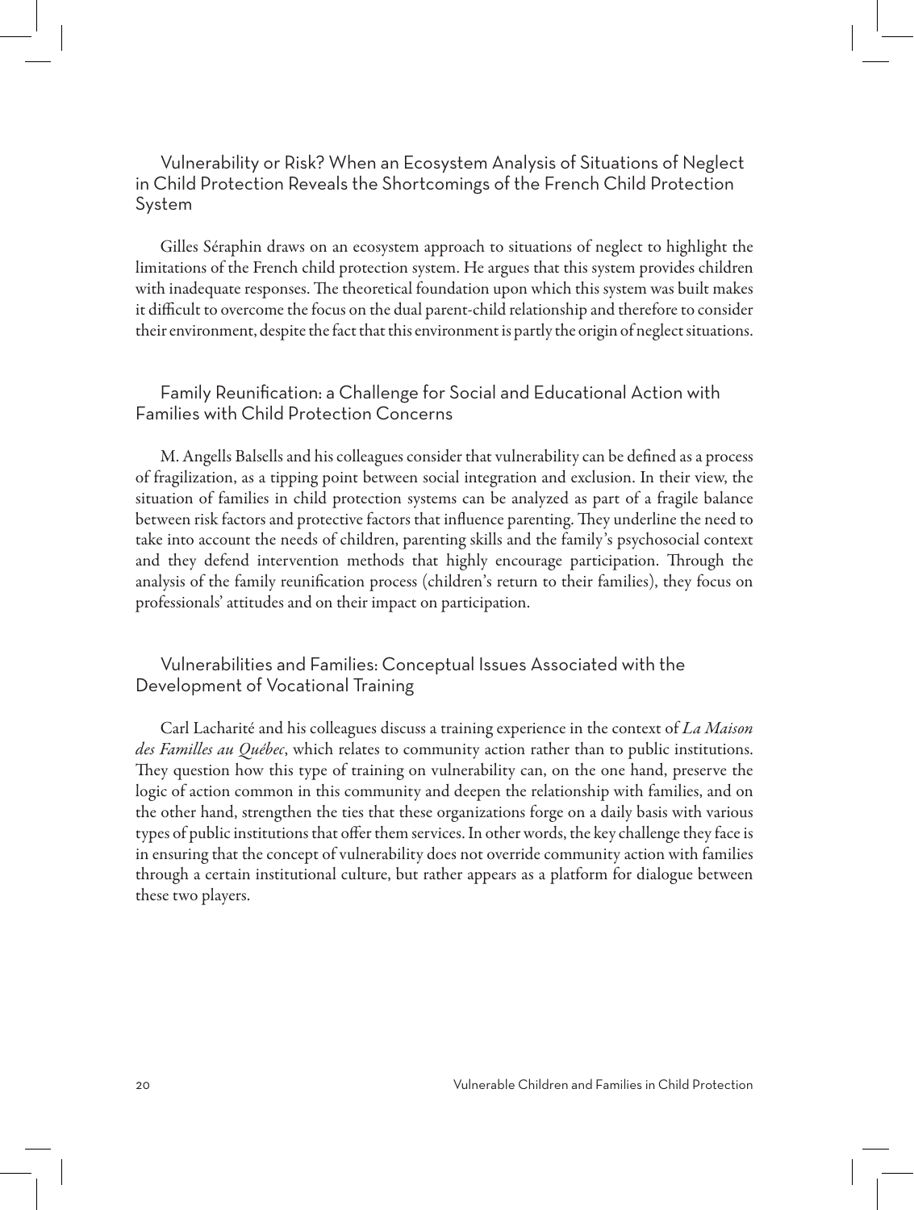## Vulnerability or Risk? When an Ecosystem Analysis of Situations of Neglect in Child Protection Reveals the Shortcomings of the French Child Protection System

Gilles Séraphin draws on an ecosystem approach to situations of neglect to highlight the limitations of the French child protection system. He argues that this system provides children with inadequate responses. The theoretical foundation upon which this system was built makes it difficult to overcome the focus on the dual parent-child relationship and therefore to consider their environment, despite the fact that this environment is partly the origin of neglect situations.

## Family Reunification: a Challenge for Social and Educational Action with Families with Child Protection Concerns

M. Angells Balsells and his colleagues consider that vulnerability can be defined as a process of fragilization, as a tipping point between social integration and exclusion. In their view, the situation of families in child protection systems can be analyzed as part of a fragile balance between risk factors and protective factors that influence parenting. They underline the need to take into account the needs of children, parenting skills and the family's psychosocial context and they defend intervention methods that highly encourage participation. Through the analysis of the family reunification process (children's return to their families), they focus on professionals' attitudes and on their impact on participation.

## Vulnerabilities and Families: Conceptual Issues Associated with the Development of Vocational Training

Carl Lacharité and his colleagues discuss a training experience in the context of *La Maison des Familles au Québec*, which relates to community action rather than to public institutions. They question how this type of training on vulnerability can, on the one hand, preserve the logic of action common in this community and deepen the relationship with families, and on the other hand, strengthen the ties that these organizations forge on a daily basis with various types of public institutions that offer them services. In other words, the key challenge they face is in ensuring that the concept of vulnerability does not override community action with families through a certain institutional culture, but rather appears as a platform for dialogue between these two players.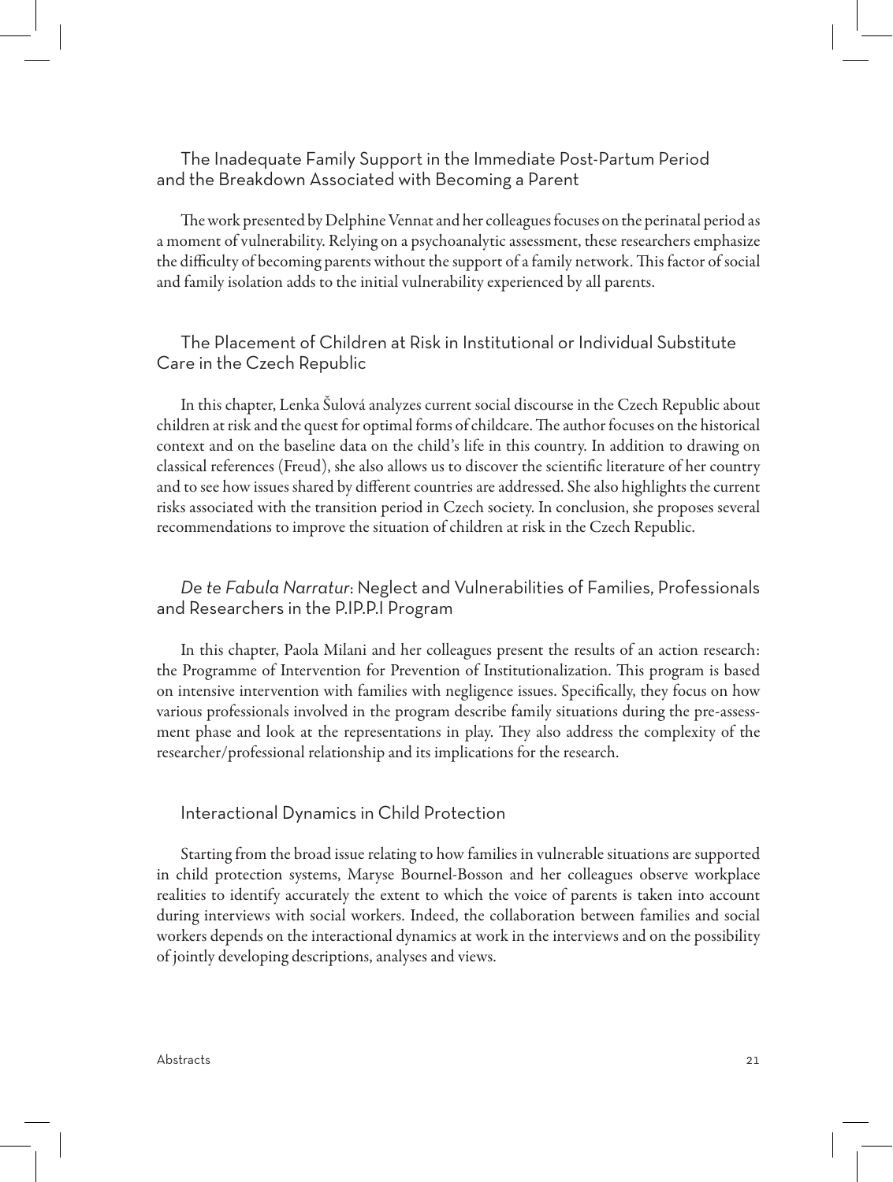### The Inadequate Family Support in the Immediate Post-Partum Period and the Breakdown Associated with Becoming a Parent

The work presented by Delphine Vennat and her colleagues focuses on the perinatal period as a moment of vulnerability. Relying on a psychoanalytic assessment, these researchers emphasize the difficulty of becoming parents without the support of a family network. This factor of social and family isolation adds to the initial vulnerability experienced by all parents.

### The Placement of Children at Risk in Institutional or Individual Substitute Care in the Czech Republic

In this chapter, Lenka Šulová analyzes current social discourse in the Czech Republic about children at risk and the quest for optimal forms of childcare. The author focuses on the historical context and on the baseline data on the child's life in this country. In addition to drawing on classical references (Freud), she also allows us to discover the scientific literature of her country and to see how issues shared by different countries are addressed. She also highlights the current risks associated with the transition period in Czech society. In conclusion, she proposes several recommendations to improve the situation of children at risk in the Czech Republic.

### *De te Fabula Narratur*: Neglect and Vulnerabilities of Families, Professionals and Researchers in the P.IP.P.I Program

In this chapter, Paola Milani and her colleagues present the results of an action research: the Programme of Intervention for Prevention of Institutionalization. This program is based on intensive intervention with families with negligence issues. Specifically, they focus on how various professionals involved in the program describe family situations during the pre-assessment phase and look at the representations in play. They also address the complexity of the researcher/professional relationship and its implications for the research.

### Interactional Dynamics in Child Protection

Starting from the broad issue relating to how families in vulnerable situations are supported in child protection systems, Maryse Bournel-Bosson and her colleagues observe workplace realities to identify accurately the extent to which the voice of parents is taken into account during interviews with social workers. Indeed, the collaboration between families and social workers depends on the interactional dynamics at work in the interviews and on the possibility of jointly developing descriptions, analyses and views.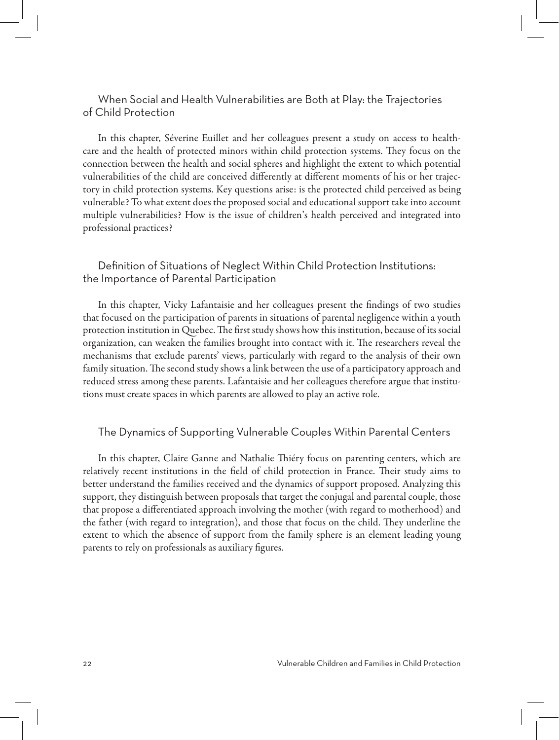## When Social and Health Vulnerabilities are Both at Play: the Trajectories of Child Protection

In this chapter, Séverine Euillet and her colleagues present a study on access to healthcare and the health of protected minors within child protection systems. They focus on the connection between the health and social spheres and highlight the extent to which potential vulnerabilities of the child are conceived differently at different moments of his or her trajectory in child protection systems. Key questions arise: is the protected child perceived as being vulnerable? To what extent does the proposed social and educational support take into account multiple vulnerabilities? How is the issue of children's health perceived and integrated into professional practices?

## Definition of Situations of Neglect Within Child Protection Institutions: the Importance of Parental Participation

In this chapter, Vicky Lafantaisie and her colleagues present the findings of two studies that focused on the participation of parents in situations of parental negligence within a youth protection institution in Quebec. The first study shows how this institution, because of its social organization, can weaken the families brought into contact with it. The researchers reveal the mechanisms that exclude parents' views, particularly with regard to the analysis of their own family situation. The second study shows a link between the use of a participatory approach and reduced stress among these parents. Lafantaisie and her colleagues therefore argue that institutions must create spaces in which parents are allowed to play an active role.

## The Dynamics of Supporting Vulnerable Couples Within Parental Centers

In this chapter, Claire Ganne and Nathalie Thiéry focus on parenting centers, which are relatively recent institutions in the field of child protection in France. Their study aims to better understand the families received and the dynamics of support proposed. Analyzing this support, they distinguish between proposals that target the conjugal and parental couple, those that propose a differentiated approach involving the mother (with regard to motherhood) and the father (with regard to integration), and those that focus on the child. They underline the extent to which the absence of support from the family sphere is an element leading young parents to rely on professionals as auxiliary figures.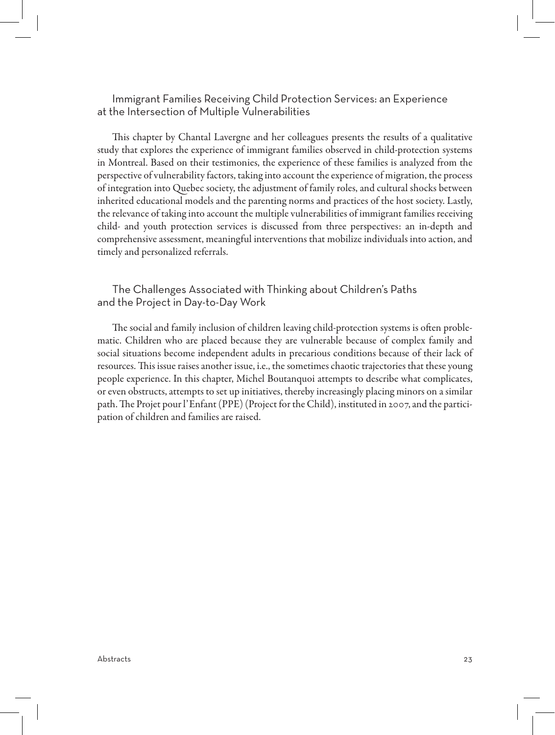## Immigrant Families Receiving Child Protection Services: an Experience at the Intersection of Multiple Vulnerabilities

This chapter by Chantal Lavergne and her colleagues presents the results of a qualitative study that explores the experience of immigrant families observed in child-protection systems in Montreal. Based on their testimonies, the experience of these families is analyzed from the perspective of vulnerability factors, taking into account the experience of migration, the process of integration into Quebec society, the adjustment of family roles, and cultural shocks between inherited educational models and the parenting norms and practices of the host society. Lastly, the relevance of taking into account the multiple vulnerabilities of immigrant families receiving child- and youth protection services is discussed from three perspectives: an in-depth and comprehensive assessment, meaningful interventions that mobilize individuals into action, and timely and personalized referrals.

## The Challenges Associated with Thinking about Children's Paths and the Project in Day-to-Day Work

The social and family inclusion of children leaving child-protection systems is often problematic. Children who are placed because they are vulnerable because of complex family and social situations become independent adults in precarious conditions because of their lack of resources. This issue raises another issue, i.e., the sometimes chaotic trajectories that these young people experience. In this chapter, Michel Boutanquoi attempts to describe what complicates, or even obstructs, attempts to set up initiatives, thereby increasingly placing minors on a similar path. The Projet pour l'Enfant (PPE) (Project for the Child), instituted in 2007, and the participation of children and families are raised.